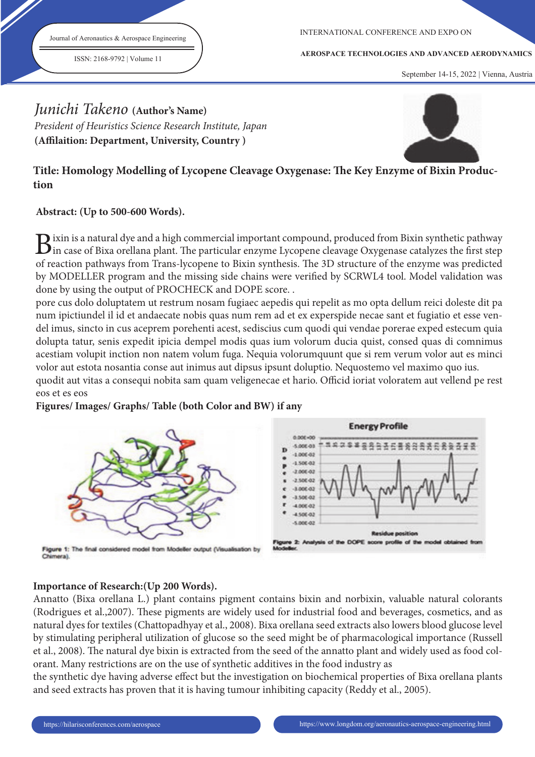Journal of Aeronautics & Aerospace Engineering

ISSN: 2168-9792 | Volume 11

INTERNATIONAL CONFERENCE AND EXPO ON

**AEROSPACE TECHNOLOGIES AND ADVANCED AERODYNAMICS**

September 14-15, 2022 | Vienna, Austria

# *Junichi Takeno* (Author's Name)

*President of Heuristics Science Research Institute, Japan*

**(Affilaition: Department, University, Country )**

## Title: Homology Modelling of Lycopene Cleavage Oxygenase: The Key Enzyme of Bixin Production

### Abstract: (Up to 500-600 Words).

Bixin is a natural dye and a high commercial important compound, produced from Bixin synthetic pathway in case of Bixa orellana plant. The particular enzyme Lycopene cleavage Oxygenase catalyzes the first step of reaction pathways from Trans-lycopene to Bixin synthesis. The 3D structure of the enzyme was predicted by MODELLER program and the missing side chains were verified by SCRWL4 tool. Model validation was done by using the output of PROCHECK and DOPE score. .

pore cus dolo doluptatem ut restrum nosam fugiaec aepedis qui repelit as mo opta dellum reici doleste dit pa num ipictiundel il id et andaecate nobis quas num rem ad et ex experspide necae sant et fugiatio et esse vendel imus, sincto in cus aceprem porehenti acest, sediscius cum quodi qui vendae porerae exped estecum quia dolupta tatur, senis expedit ipicia dempel modis quas ium volorum ducia quist, consed quas di comnimus acestiam volupit inction non natem volum fuga. Nequia volorumquunt que si rem verum volor aut es minci volor aut estota nosantia conse aut inimus aut dipsus ipsunt doluptio. Nequostemo vel maximo quo ius.

quodit aut vitas a consequi nobita sam quam veligenecae et hario. Officid ioriat voloratem aut vellend pe rest eos et es eos

**Figures/ Images/ Graphs/ Table (both Color and BW) if any**

**Figure 1:** The final considered model from Modeller output (Visualisation by Chimera).

**Figure 2:** Analysis of the DOPE score profile of the model obtained from Modeller.

### Importance of Research:(Up 200 Words).

Annatto (Bixa orellana L.) plant contains pigment contains bixin and norbixin, valuable natural colorants (Rodrigues et al.,2007). These pigments are widely used for industrial food and beverages, cosmetics, and as natural dyes for textiles (Chattopadhyay et al., 2008). Bixa orellana seed extracts also lowers blood glucose level by stimulating peripheral utilization of glucose so the seed might be of pharmacological importance (Russell et al., 2008). The natural dye bixin is extracted from the seed of the annatto plant and widely used as food colorant. Many restrictions are on the use of synthetic additives in the food industry as the synthetic dye having adverse effect but the investigation on biochemical properties of Bixa orellana plants and seed extracts has proven that it is having tumour inhibiting capacity (Reddy et al., 2005).

https://hilarisconferences.com/aerospace

https://www.longdom.org/aeronautics-aerospace-engineering.html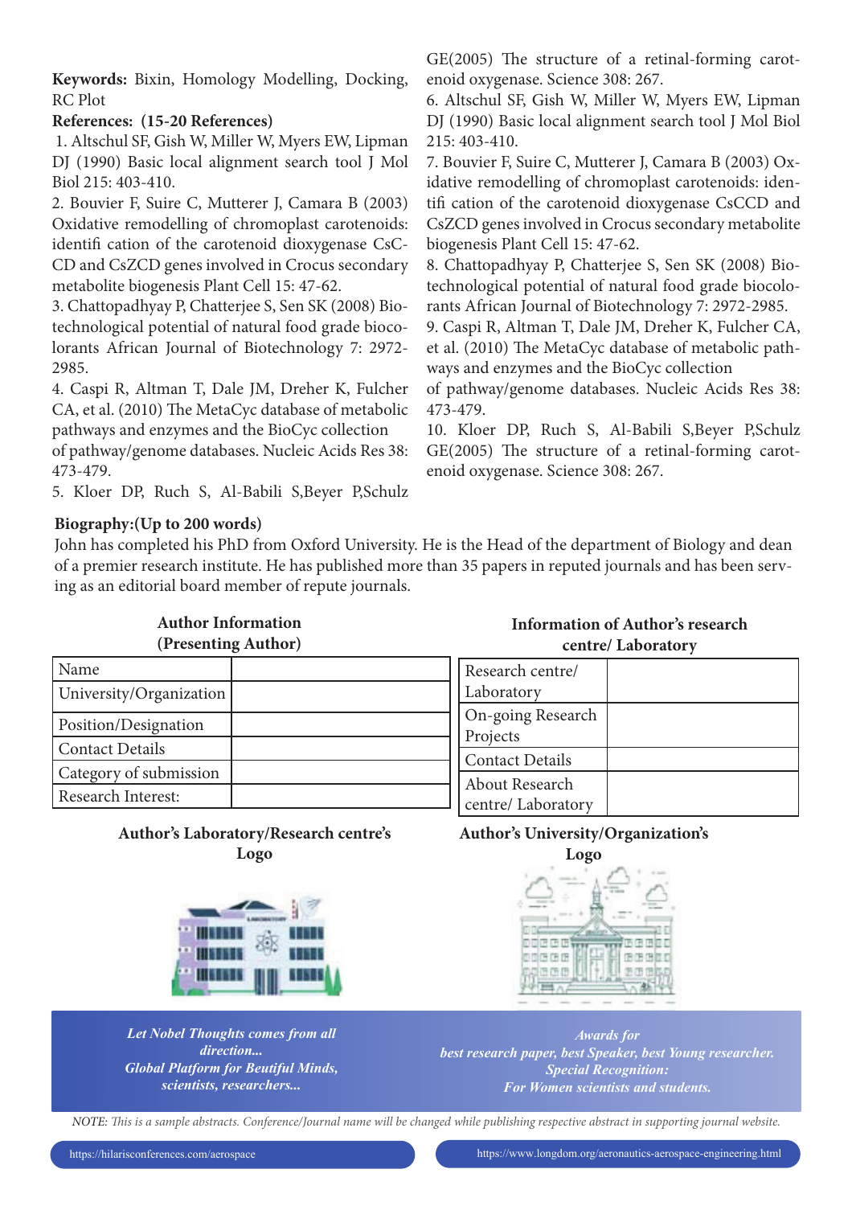**Keywords:** Bixin, Homology Modelling, Docking, RC Plot

**References: (15-20 References)**

1. Altschul SF, Gish W, Miller W, Myers EW, Lipman DJ (1990) Basic local alignment search tool J Mol Biol 215: 403-410.
2. Bouvier F, Suire C, Mutterer J, Camara B (2003) Oxidative remodelling of chromoplast carotenoids: identifi cation of the carotenoid dioxygenase CsCCD and CsZCD genes involved in Crocus secondary metabolite biogenesis Plant Cell 15: 47-62.
3. Chattopadhyay P, Chatterjee S, Sen SK (2008) Biotechnological potential of natural food grade biocolorants African Journal of Biotechnology 7: 2972-2985.
4. Caspi R, Altman T, Dale JM, Dreher K, Fulcher CA, et al. (2010) The MetaCyc database of metabolic pathways and enzymes and the BioCyc collection of pathway/genome databases. Nucleic Acids Res 38: 473-479.
5. Kloer DP, Ruch S, Al-Babili S,Beyer P,Schulz GE(2005) The structure of a retinal-forming carotenoid oxygenase. Science 308: 267.
6. Altschul SF, Gish W, Miller W, Myers EW, Lipman DJ (1990) Basic local alignment search tool J Mol Biol 215: 403-410.
7. Bouvier F, Suire C, Mutterer J, Camara B (2003) Oxidative remodelling of chromoplast carotenoids: identifi cation of the carotenoid dioxygenase CsCCD and CsZCD genes involved in Crocus secondary metabolite biogenesis Plant Cell 15: 47-62.
8. Chattopadhyay P, Chatterjee S, Sen SK (2008) Biotechnological potential of natural food grade biocolorants African Journal of Biotechnology 7: 2972-2985.
9. Caspi R, Altman T, Dale JM, Dreher K, Fulcher CA, et al. (2010) The MetaCyc database of metabolic pathways and enzymes and the BioCyc collection of pathway/genome databases. Nucleic Acids Res 38: 473-479.
10. Kloer DP, Ruch S, Al-Babili S,Beyer P,Schulz GE(2005) The structure of a retinal-forming carotenoid oxygenase. Science 308: 267.

**Biography:(Up to 200 words)**

John has completed his PhD from Oxford University. He is the Head of the department of Biology and dean of a premier research institute. He has published more than 35 papers in reputed journals and has been serving as an editorial board member of repute journals.

**Author Information (Presenting Author)**

| | |
|---|---|
| Name | |
| University/Organization | |
| Position/Designation | |
| Contact Details | |
| Category of submission | |
| Research Interest: | |

**Information of Author's research centre/ Laboratory**

| | |
|---|---|
| Research centre/ Laboratory | |
| On-going Research Projects | |
| Contact Details | |
| About Research centre/ Laboratory | |

**Author's Laboratory/Research centre's Logo**

**Author's University/Organization's Logo**

*Let Nobel Thoughts comes from all direction...*
*Global Platform for Beutiful Minds, scientists, researchers...*

*Awards for*
*best research paper, best Speaker, best Young researcher.*
*Special Recognition:*
*For Women scientists and students.*

*NOTE: This is a sample abstracts. Conference/Journal name will be changed while publishing respective abstract in supporting journal website.*

https://hilarisconferences.com/aerospace

https://www.longdom.org/aeronautics-aerospace-engineering.html